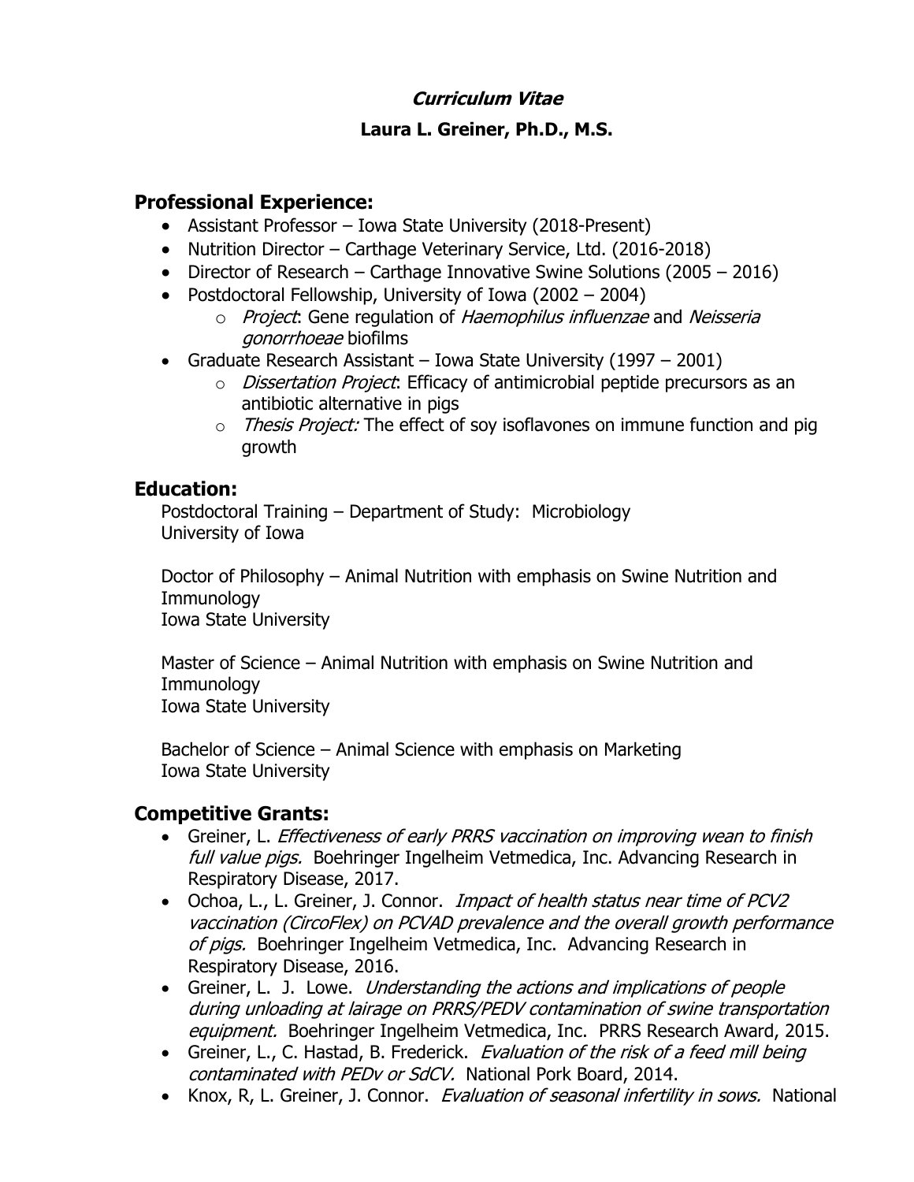# *Curriculum Vitae*

## Laura L. Greiner, Ph.D., M.S.

## Professional Experience:

- Assistant Professor – Iowa State University (2018-Present)
- Nutrition Director – Carthage Veterinary Service, Ltd. (2016-2018)
- Director of Research – Carthage Innovative Swine Solutions (2005 – 2016)
- Postdoctoral Fellowship, University of Iowa (2002 – 2004)
  - *Project*: Gene regulation of *Haemophilus influenzae* and *Neisseria gonorrhoeae* biofilms
- Graduate Research Assistant – Iowa State University (1997 – 2001)
  - *Dissertation Project*: Efficacy of antimicrobial peptide precursors as an antibiotic alternative in pigs
  - *Thesis Project:* The effect of soy isoflavones on immune function and pig growth

## Education:

Postdoctoral Training – Department of Study: Microbiology
University of Iowa

Doctor of Philosophy – Animal Nutrition with emphasis on Swine Nutrition and Immunology
Iowa State University

Master of Science – Animal Nutrition with emphasis on Swine Nutrition and Immunology
Iowa State University

Bachelor of Science – Animal Science with emphasis on Marketing
Iowa State University

## Competitive Grants:

- Greiner, L. *Effectiveness of early PRRS vaccination on improving wean to finish full value pigs.* Boehringer Ingelheim Vetmedica, Inc. Advancing Research in Respiratory Disease, 2017.
- Ochoa, L., L. Greiner, J. Connor. *Impact of health status near time of PCV2 vaccination (CircoFlex) on PCVAD prevalence and the overall growth performance of pigs.* Boehringer Ingelheim Vetmedica, Inc. Advancing Research in Respiratory Disease, 2016.
- Greiner, L. J. Lowe. *Understanding the actions and implications of people during unloading at lairage on PRRS/PEDV contamination of swine transportation equipment.* Boehringer Ingelheim Vetmedica, Inc. PRRS Research Award, 2015.
- Greiner, L., C. Hastad, B. Frederick. *Evaluation of the risk of a feed mill being contaminated with PEDv or SdCV.* National Pork Board, 2014.
- Knox, R, L. Greiner, J. Connor. *Evaluation of seasonal infertility in sows.* National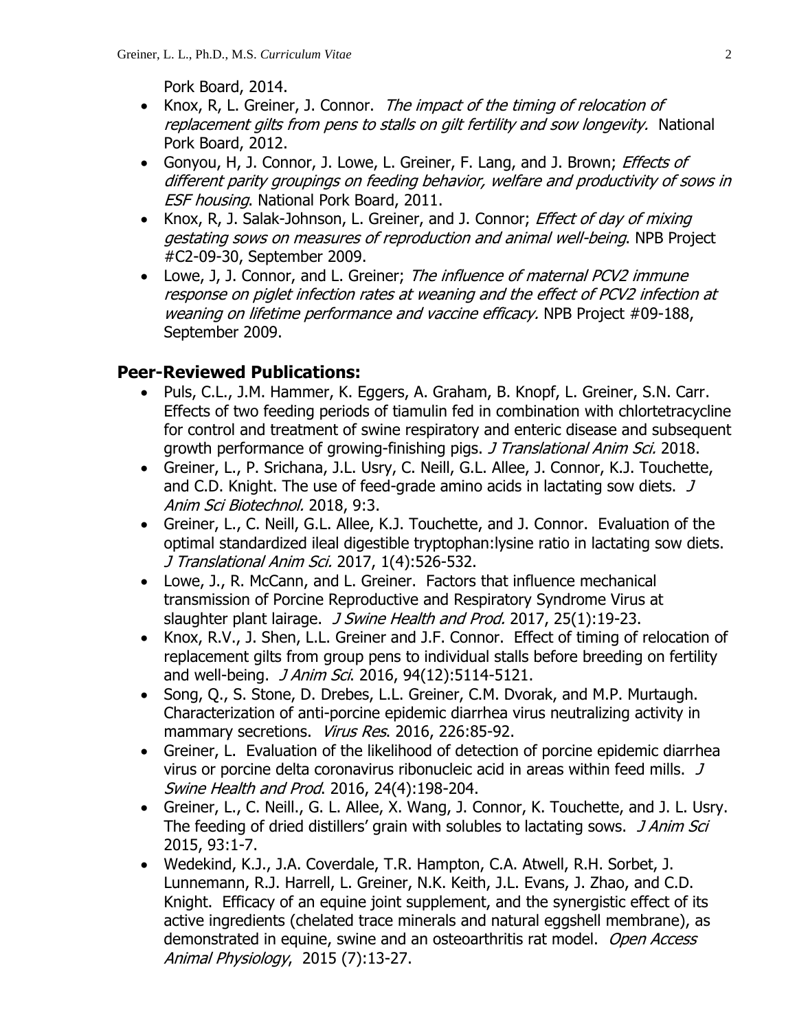Pork Board, 2014.

- Knox, R, L. Greiner, J. Connor. *The impact of the timing of relocation of replacement gilts from pens to stalls on gilt fertility and sow longevity.* National Pork Board, 2012.
- Gonyou, H, J. Connor, J. Lowe, L. Greiner, F. Lang, and J. Brown; *Effects of different parity groupings on feeding behavior, welfare and productivity of sows in ESF housing*. National Pork Board, 2011.
- Knox, R, J. Salak-Johnson, L. Greiner, and J. Connor; *Effect of day of mixing gestating sows on measures of reproduction and animal well-being*. NPB Project #C2-09-30, September 2009.
- Lowe, J, J. Connor, and L. Greiner; *The influence of maternal PCV2 immune response on piglet infection rates at weaning and the effect of PCV2 infection at weaning on lifetime performance and vaccine efficacy.* NPB Project #09-188, September 2009.

## Peer-Reviewed Publications:

- Puls, C.L., J.M. Hammer, K. Eggers, A. Graham, B. Knopf, L. Greiner, S.N. Carr. Effects of two feeding periods of tiamulin fed in combination with chlortetracycline for control and treatment of swine respiratory and enteric disease and subsequent growth performance of growing-finishing pigs. *J Translational Anim Sci.* 2018.
- Greiner, L., P. Srichana, J.L. Usry, C. Neill, G.L. Allee, J. Connor, K.J. Touchette, and C.D. Knight. The use of feed-grade amino acids in lactating sow diets. *J Anim Sci Biotechnol.* 2018, 9:3.
- Greiner, L., C. Neill, G.L. Allee, K.J. Touchette, and J. Connor. Evaluation of the optimal standardized ileal digestible tryptophan:lysine ratio in lactating sow diets. *J Translational Anim Sci.* 2017, 1(4):526-532.
- Lowe, J., R. McCann, and L. Greiner. Factors that influence mechanical transmission of Porcine Reproductive and Respiratory Syndrome Virus at slaughter plant lairage. *J Swine Health and Prod.* 2017, 25(1):19-23.
- Knox, R.V., J. Shen, L.L. Greiner and J.F. Connor. Effect of timing of relocation of replacement gilts from group pens to individual stalls before breeding on fertility and well-being. *J Anim Sci*. 2016, 94(12):5114-5121.
- Song, Q., S. Stone, D. Drebes, L.L. Greiner, C.M. Dvorak, and M.P. Murtaugh. Characterization of anti-porcine epidemic diarrhea virus neutralizing activity in mammary secretions. *Virus Res*. 2016, 226:85-92.
- Greiner, L. Evaluation of the likelihood of detection of porcine epidemic diarrhea virus or porcine delta coronavirus ribonucleic acid in areas within feed mills. *J Swine Health and Prod*. 2016, 24(4):198-204.
- Greiner, L., C. Neill., G. L. Allee, X. Wang, J. Connor, K. Touchette, and J. L. Usry. The feeding of dried distillers' grain with solubles to lactating sows. *J Anim Sci* 2015, 93:1-7.
- Wedekind, K.J., J.A. Coverdale, T.R. Hampton, C.A. Atwell, R.H. Sorbet, J. Lunnemann, R.J. Harrell, L. Greiner, N.K. Keith, J.L. Evans, J. Zhao, and C.D. Knight. Efficacy of an equine joint supplement, and the synergistic effect of its active ingredients (chelated trace minerals and natural eggshell membrane), as demonstrated in equine, swine and an osteoarthritis rat model. *Open Access Animal Physiology*, 2015 (7):13-27.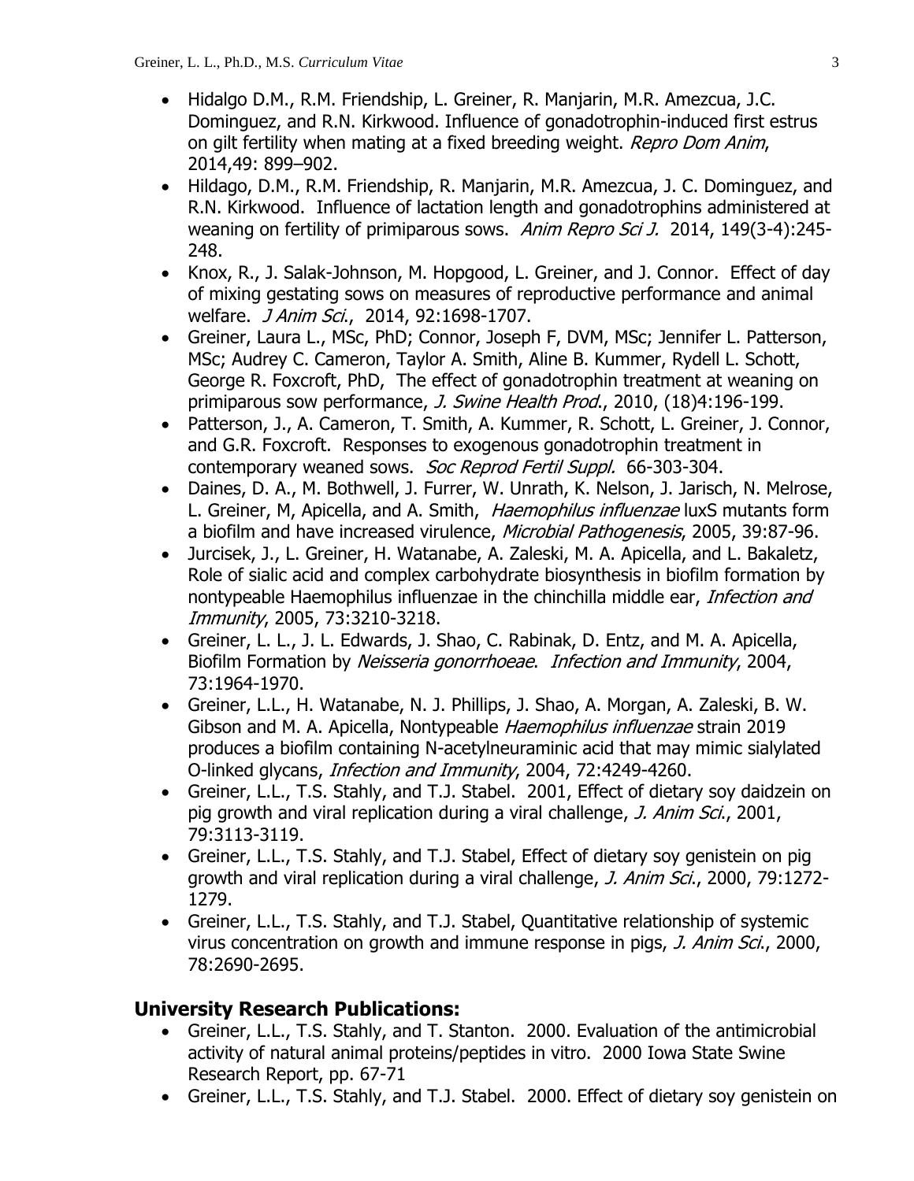- Hidalgo D.M., R.M. Friendship, L. Greiner, R. Manjarin, M.R. Amezcua, J.C. Dominguez, and R.N. Kirkwood. Influence of gonadotrophin-induced first estrus on gilt fertility when mating at a fixed breeding weight. *Repro Dom Anim*, 2014,49: 899–902.
- Hildago, D.M., R.M. Friendship, R. Manjarin, M.R. Amezcua, J. C. Dominguez, and R.N. Kirkwood. Influence of lactation length and gonadotrophins administered at weaning on fertility of primiparous sows. *Anim Repro Sci J.* 2014, 149(3-4):245-248.
- Knox, R., J. Salak-Johnson, M. Hopgood, L. Greiner, and J. Connor. Effect of day of mixing gestating sows on measures of reproductive performance and animal welfare. *J Anim Sci*., 2014, 92:1698-1707.
- Greiner, Laura L., MSc, PhD; Connor, Joseph F, DVM, MSc; Jennifer L. Patterson, MSc; Audrey C. Cameron, Taylor A. Smith, Aline B. Kummer, Rydell L. Schott, George R. Foxcroft, PhD, The effect of gonadotrophin treatment at weaning on primiparous sow performance, *J. Swine Health Prod*., 2010, (18)4:196-199.
- Patterson, J., A. Cameron, T. Smith, A. Kummer, R. Schott, L. Greiner, J. Connor, and G.R. Foxcroft. Responses to exogenous gonadotrophin treatment in contemporary weaned sows. *Soc Reprod Fertil Suppl.* 66-303-304.
- Daines, D. A., M. Bothwell, J. Furrer, W. Unrath, K. Nelson, J. Jarisch, N. Melrose, L. Greiner, M, Apicella, and A. Smith, *Haemophilus influenzae* luxS mutants form a biofilm and have increased virulence, *Microbial Pathogenesis*, 2005, 39:87-96.
- Jurcisek, J., L. Greiner, H. Watanabe, A. Zaleski, M. A. Apicella, and L. Bakaletz, Role of sialic acid and complex carbohydrate biosynthesis in biofilm formation by nontypeable Haemophilus influenzae in the chinchilla middle ear, *Infection and Immunity*, 2005, 73:3210-3218.
- Greiner, L. L., J. L. Edwards, J. Shao, C. Rabinak, D. Entz, and M. A. Apicella, Biofilm Formation by *Neisseria gonorrhoeae*. *Infection and Immunity*, 2004, 73:1964-1970.
- Greiner, L.L., H. Watanabe, N. J. Phillips, J. Shao, A. Morgan, A. Zaleski, B. W. Gibson and M. A. Apicella, Nontypeable *Haemophilus influenzae* strain 2019 produces a biofilm containing N-acetylneuraminic acid that may mimic sialylated O-linked glycans, *Infection and Immunity*, 2004, 72:4249-4260.
- Greiner, L.L., T.S. Stahly, and T.J. Stabel. 2001, Effect of dietary soy daidzein on pig growth and viral replication during a viral challenge, *J. Anim Sci*., 2001, 79:3113-3119.
- Greiner, L.L., T.S. Stahly, and T.J. Stabel, Effect of dietary soy genistein on pig growth and viral replication during a viral challenge, *J. Anim Sci*., 2000, 79:1272-1279.
- Greiner, L.L., T.S. Stahly, and T.J. Stabel, Quantitative relationship of systemic virus concentration on growth and immune response in pigs, *J. Anim Sci*., 2000, 78:2690-2695.

## University Research Publications:

- Greiner, L.L., T.S. Stahly, and T. Stanton. 2000. Evaluation of the antimicrobial activity of natural animal proteins/peptides in vitro. 2000 Iowa State Swine Research Report, pp. 67-71
- Greiner, L.L., T.S. Stahly, and T.J. Stabel. 2000. Effect of dietary soy genistein on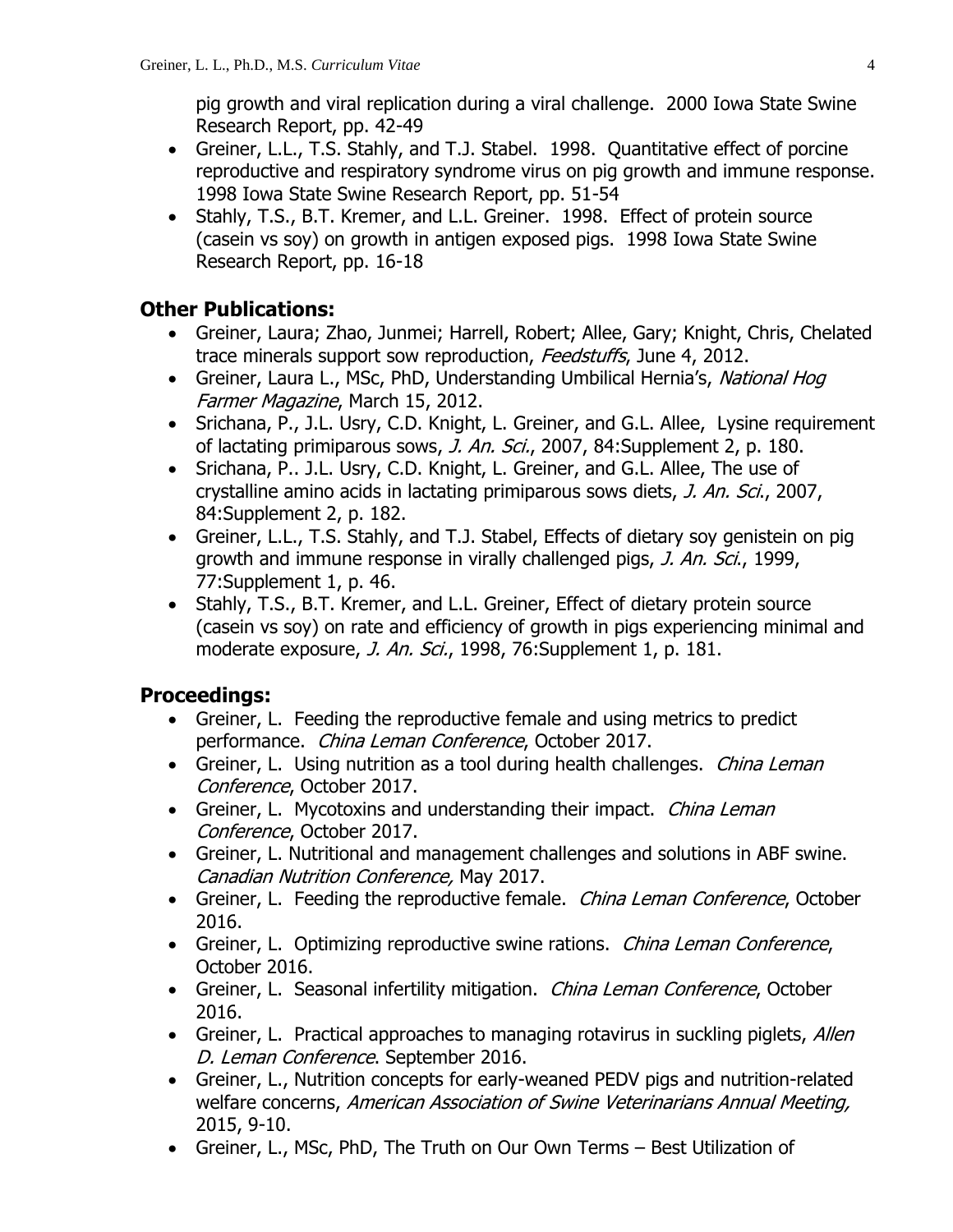pig growth and viral replication during a viral challenge. 2000 Iowa State Swine Research Report, pp. 42-49

- Greiner, L.L., T.S. Stahly, and T.J. Stabel. 1998. Quantitative effect of porcine reproductive and respiratory syndrome virus on pig growth and immune response. 1998 Iowa State Swine Research Report, pp. 51-54
- Stahly, T.S., B.T. Kremer, and L.L. Greiner. 1998. Effect of protein source (casein vs soy) on growth in antigen exposed pigs. 1998 Iowa State Swine Research Report, pp. 16-18

## Other Publications:

- Greiner, Laura; Zhao, Junmei; Harrell, Robert; Allee, Gary; Knight, Chris, Chelated trace minerals support sow reproduction, *Feedstuffs*, June 4, 2012.
- Greiner, Laura L., MSc, PhD, Understanding Umbilical Hernia's, *National Hog Farmer Magazine*, March 15, 2012.
- Srichana, P., J.L. Usry, C.D. Knight, L. Greiner, and G.L. Allee, Lysine requirement of lactating primiparous sows, *J. An. Sci.*, 2007, 84:Supplement 2, p. 180.
- Srichana, P.. J.L. Usry, C.D. Knight, L. Greiner, and G.L. Allee, The use of crystalline amino acids in lactating primiparous sows diets, *J. An. Sci.*, 2007, 84:Supplement 2, p. 182.
- Greiner, L.L., T.S. Stahly, and T.J. Stabel, Effects of dietary soy genistein on pig growth and immune response in virally challenged pigs, *J. An. Sci.*, 1999, 77:Supplement 1, p. 46.
- Stahly, T.S., B.T. Kremer, and L.L. Greiner, Effect of dietary protein source (casein vs soy) on rate and efficiency of growth in pigs experiencing minimal and moderate exposure, *J. An. Sci.*, 1998, 76:Supplement 1, p. 181.

## Proceedings:

- Greiner, L. Feeding the reproductive female and using metrics to predict performance. *China Leman Conference*, October 2017.
- Greiner, L. Using nutrition as a tool during health challenges. *China Leman Conference*, October 2017.
- Greiner, L. Mycotoxins and understanding their impact. *China Leman Conference*, October 2017.
- Greiner, L. Nutritional and management challenges and solutions in ABF swine. *Canadian Nutrition Conference,* May 2017.
- Greiner, L. Feeding the reproductive female. *China Leman Conference*, October 2016.
- Greiner, L. Optimizing reproductive swine rations. *China Leman Conference*, October 2016.
- Greiner, L. Seasonal infertility mitigation. *China Leman Conference*, October 2016.
- Greiner, L. Practical approaches to managing rotavirus in suckling piglets, *Allen D. Leman Conference*. September 2016.
- Greiner, L., Nutrition concepts for early-weaned PEDV pigs and nutrition-related welfare concerns, *American Association of Swine Veterinarians Annual Meeting,* 2015, 9-10.
- Greiner, L., MSc, PhD, The Truth on Our Own Terms – Best Utilization of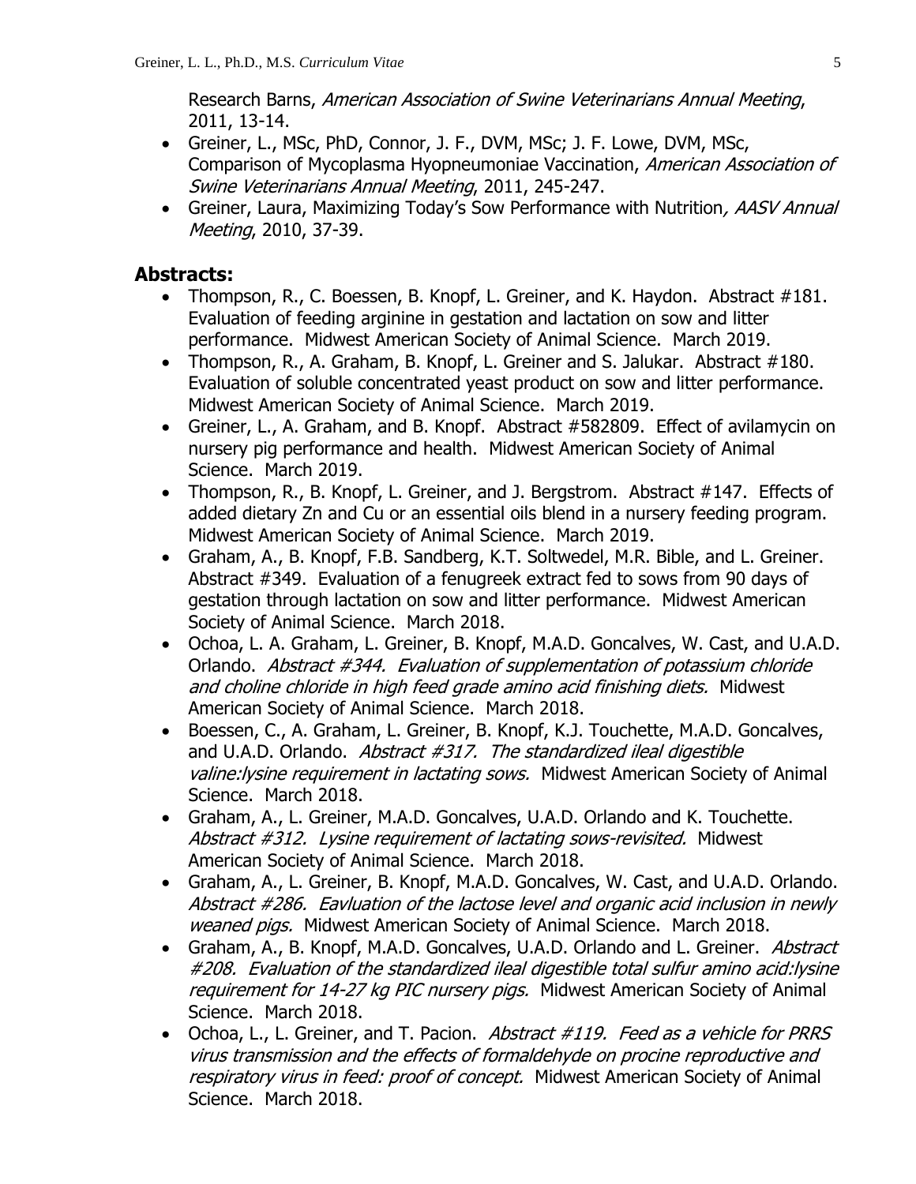Research Barns, *American Association of Swine Veterinarians Annual Meeting*, 2011, 13-14.

- Greiner, L., MSc, PhD, Connor, J. F., DVM, MSc; J. F. Lowe, DVM, MSc, Comparison of Mycoplasma Hyopneumoniae Vaccination, *American Association of Swine Veterinarians Annual Meeting*, 2011, 245-247.
- Greiner, Laura, Maximizing Today's Sow Performance with Nutrition*, AASV Annual Meeting*, 2010, 37-39.

## Abstracts:

- Thompson, R., C. Boessen, B. Knopf, L. Greiner, and K. Haydon. Abstract #181. Evaluation of feeding arginine in gestation and lactation on sow and litter performance. Midwest American Society of Animal Science. March 2019.
- Thompson, R., A. Graham, B. Knopf, L. Greiner and S. Jalukar. Abstract #180. Evaluation of soluble concentrated yeast product on sow and litter performance. Midwest American Society of Animal Science. March 2019.
- Greiner, L., A. Graham, and B. Knopf. Abstract #582809. Effect of avilamycin on nursery pig performance and health. Midwest American Society of Animal Science. March 2019.
- Thompson, R., B. Knopf, L. Greiner, and J. Bergstrom. Abstract #147. Effects of added dietary Zn and Cu or an essential oils blend in a nursery feeding program. Midwest American Society of Animal Science. March 2019.
- Graham, A., B. Knopf, F.B. Sandberg, K.T. Soltwedel, M.R. Bible, and L. Greiner. Abstract #349. Evaluation of a fenugreek extract fed to sows from 90 days of gestation through lactation on sow and litter performance. Midwest American Society of Animal Science. March 2018.
- Ochoa, L. A. Graham, L. Greiner, B. Knopf, M.A.D. Goncalves, W. Cast, and U.A.D. Orlando. *Abstract #344. Evaluation of supplementation of potassium chloride and choline chloride in high feed grade amino acid finishing diets.* Midwest American Society of Animal Science. March 2018.
- Boessen, C., A. Graham, L. Greiner, B. Knopf, K.J. Touchette, M.A.D. Goncalves, and U.A.D. Orlando. *Abstract #317. The standardized ileal digestible valine:lysine requirement in lactating sows.* Midwest American Society of Animal Science. March 2018.
- Graham, A., L. Greiner, M.A.D. Goncalves, U.A.D. Orlando and K. Touchette. *Abstract #312. Lysine requirement of lactating sows-revisited.* Midwest American Society of Animal Science. March 2018.
- Graham, A., L. Greiner, B. Knopf, M.A.D. Goncalves, W. Cast, and U.A.D. Orlando. *Abstract #286. Eavluation of the lactose level and organic acid inclusion in newly weaned pigs.* Midwest American Society of Animal Science. March 2018.
- Graham, A., B. Knopf, M.A.D. Goncalves, U.A.D. Orlando and L. Greiner. *Abstract #208. Evaluation of the standardized ileal digestible total sulfur amino acid:lysine requirement for 14-27 kg PIC nursery pigs.* Midwest American Society of Animal Science. March 2018.
- Ochoa, L., L. Greiner, and T. Pacion. *Abstract #119. Feed as a vehicle for PRRS virus transmission and the effects of formaldehyde on procine reproductive and respiratory virus in feed: proof of concept.* Midwest American Society of Animal Science. March 2018.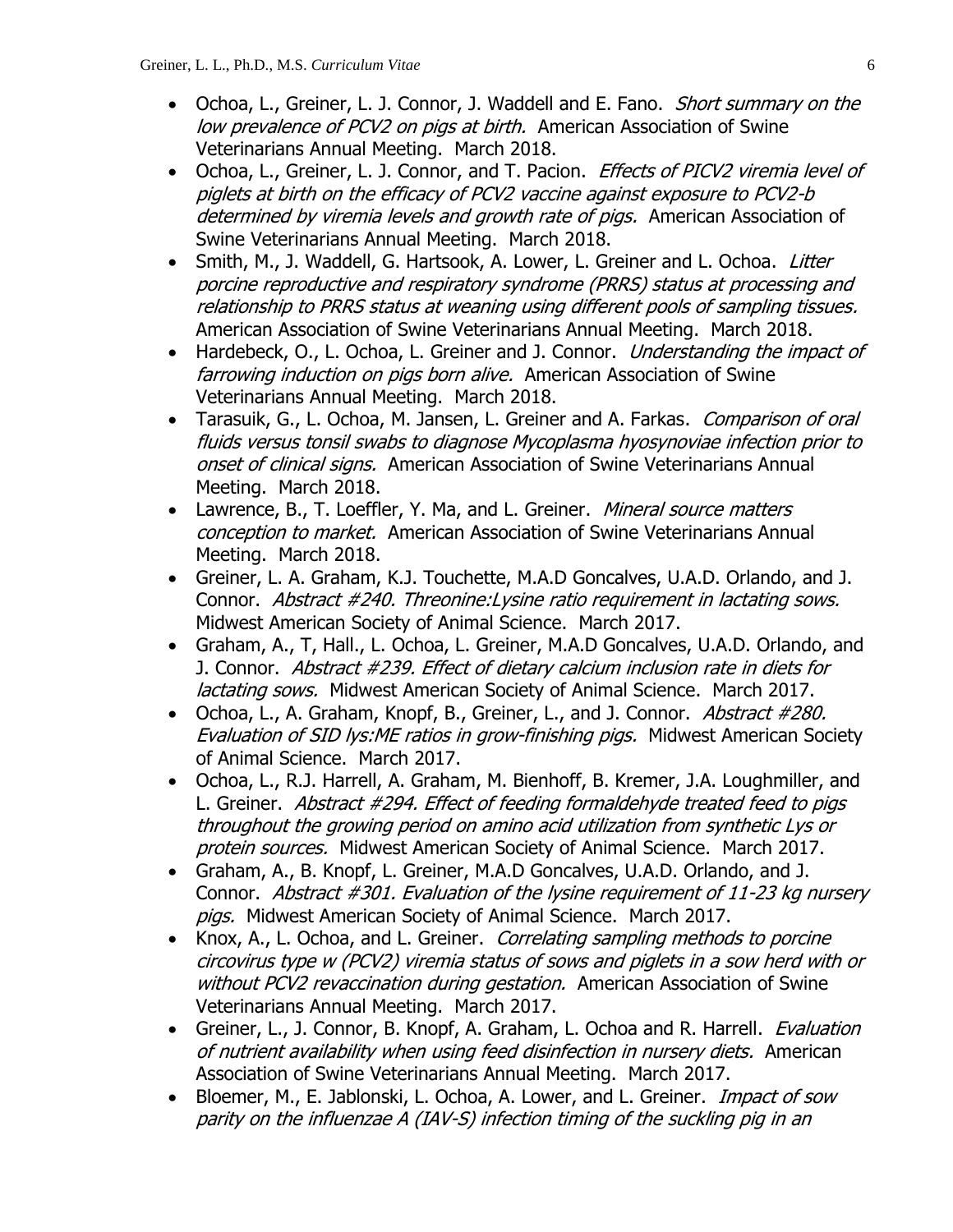- Ochoa, L., Greiner, L. J. Connor, J. Waddell and E. Fano. *Short summary on the low prevalence of PCV2 on pigs at birth.* American Association of Swine Veterinarians Annual Meeting. March 2018.
- Ochoa, L., Greiner, L. J. Connor, and T. Pacion. *Effects of PICV2 viremia level of piglets at birth on the efficacy of PCV2 vaccine against exposure to PCV2-b determined by viremia levels and growth rate of pigs.* American Association of Swine Veterinarians Annual Meeting. March 2018.
- Smith, M., J. Waddell, G. Hartsook, A. Lower, L. Greiner and L. Ochoa. *Litter porcine reproductive and respiratory syndrome (PRRS) status at processing and relationship to PRRS status at weaning using different pools of sampling tissues.* American Association of Swine Veterinarians Annual Meeting. March 2018.
- Hardebeck, O., L. Ochoa, L. Greiner and J. Connor. *Understanding the impact of farrowing induction on pigs born alive.* American Association of Swine Veterinarians Annual Meeting. March 2018.
- Tarasuik, G., L. Ochoa, M. Jansen, L. Greiner and A. Farkas. *Comparison of oral fluids versus tonsil swabs to diagnose Mycoplasma hyosynoviae infection prior to onset of clinical signs.* American Association of Swine Veterinarians Annual Meeting. March 2018.
- Lawrence, B., T. Loeffler, Y. Ma, and L. Greiner. *Mineral source matters conception to market.* American Association of Swine Veterinarians Annual Meeting. March 2018.
- Greiner, L. A. Graham, K.J. Touchette, M.A.D Goncalves, U.A.D. Orlando, and J. Connor. *Abstract #240. Threonine:Lysine ratio requirement in lactating sows.* Midwest American Society of Animal Science. March 2017.
- Graham, A., T, Hall., L. Ochoa, L. Greiner, M.A.D Goncalves, U.A.D. Orlando, and J. Connor. *Abstract #239. Effect of dietary calcium inclusion rate in diets for lactating sows.* Midwest American Society of Animal Science. March 2017.
- Ochoa, L., A. Graham, Knopf, B., Greiner, L., and J. Connor. *Abstract #280. Evaluation of SID lys:ME ratios in grow-finishing pigs.* Midwest American Society of Animal Science. March 2017.
- Ochoa, L., R.J. Harrell, A. Graham, M. Bienhoff, B. Kremer, J.A. Loughmiller, and L. Greiner. *Abstract #294. Effect of feeding formaldehyde treated feed to pigs throughout the growing period on amino acid utilization from synthetic Lys or protein sources.* Midwest American Society of Animal Science. March 2017.
- Graham, A., B. Knopf, L. Greiner, M.A.D Goncalves, U.A.D. Orlando, and J. Connor. *Abstract #301. Evaluation of the lysine requirement of 11-23 kg nursery pigs.* Midwest American Society of Animal Science. March 2017.
- Knox, A., L. Ochoa, and L. Greiner. *Correlating sampling methods to porcine circovirus type w (PCV2) viremia status of sows and piglets in a sow herd with or without PCV2 revaccination during gestation.* American Association of Swine Veterinarians Annual Meeting. March 2017.
- Greiner, L., J. Connor, B. Knopf, A. Graham, L. Ochoa and R. Harrell. *Evaluation of nutrient availability when using feed disinfection in nursery diets.* American Association of Swine Veterinarians Annual Meeting. March 2017.
- Bloemer, M., E. Jablonski, L. Ochoa, A. Lower, and L. Greiner. *Impact of sow parity on the influenzae A (IAV-S) infection timing of the suckling pig in an*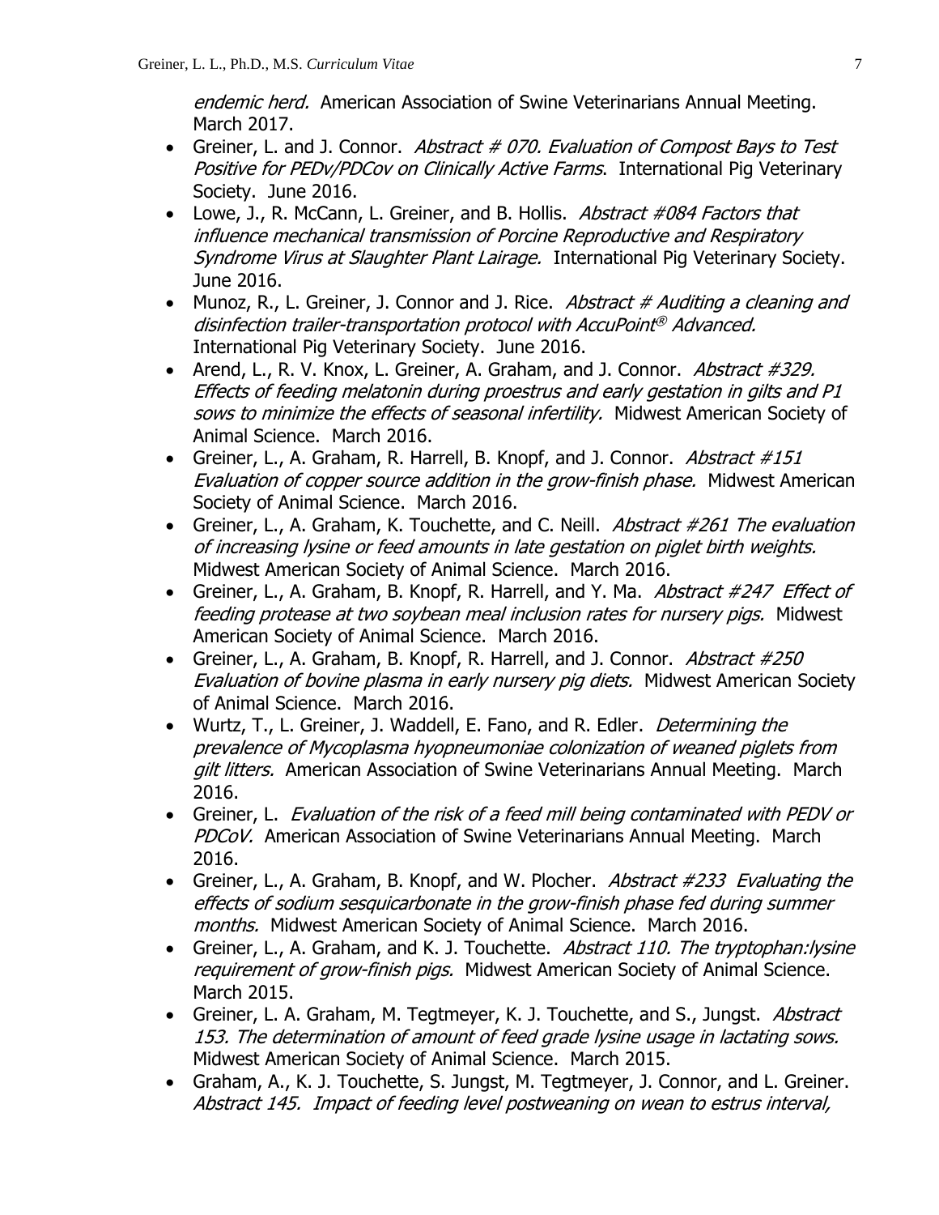*endemic herd.* American Association of Swine Veterinarians Annual Meeting. March 2017.

- Greiner, L. and J. Connor. *Abstract # 070. Evaluation of Compost Bays to Test Positive for PEDv/PDCov on Clinically Active Farms*. International Pig Veterinary Society. June 2016.
- Lowe, J., R. McCann, L. Greiner, and B. Hollis. *Abstract #084 Factors that influence mechanical transmission of Porcine Reproductive and Respiratory Syndrome Virus at Slaughter Plant Lairage.* International Pig Veterinary Society. June 2016.
- Munoz, R., L. Greiner, J. Connor and J. Rice. *Abstract # Auditing a cleaning and disinfection trailer-transportation protocol with AccuPoint® Advanced.* International Pig Veterinary Society. June 2016.
- Arend, L., R. V. Knox, L. Greiner, A. Graham, and J. Connor. *Abstract #329. Effects of feeding melatonin during proestrus and early gestation in gilts and P1 sows to minimize the effects of seasonal infertility.* Midwest American Society of Animal Science. March 2016.
- Greiner, L., A. Graham, R. Harrell, B. Knopf, and J. Connor. *Abstract #151 Evaluation of copper source addition in the grow-finish phase.* Midwest American Society of Animal Science. March 2016.
- Greiner, L., A. Graham, K. Touchette, and C. Neill. *Abstract #261 The evaluation of increasing lysine or feed amounts in late gestation on piglet birth weights.* Midwest American Society of Animal Science. March 2016.
- Greiner, L., A. Graham, B. Knopf, R. Harrell, and Y. Ma. *Abstract #247 Effect of feeding protease at two soybean meal inclusion rates for nursery pigs.* Midwest American Society of Animal Science. March 2016.
- Greiner, L., A. Graham, B. Knopf, R. Harrell, and J. Connor. *Abstract #250 Evaluation of bovine plasma in early nursery pig diets.* Midwest American Society of Animal Science. March 2016.
- Wurtz, T., L. Greiner, J. Waddell, E. Fano, and R. Edler. *Determining the prevalence of Mycoplasma hyopneumoniae colonization of weaned piglets from gilt litters.* American Association of Swine Veterinarians Annual Meeting. March 2016.
- Greiner, L. *Evaluation of the risk of a feed mill being contaminated with PEDV or PDCoV.* American Association of Swine Veterinarians Annual Meeting. March 2016.
- Greiner, L., A. Graham, B. Knopf, and W. Plocher. *Abstract #233 Evaluating the effects of sodium sesquicarbonate in the grow-finish phase fed during summer months.* Midwest American Society of Animal Science. March 2016.
- Greiner, L., A. Graham, and K. J. Touchette. *Abstract 110. The tryptophan:lysine requirement of grow-finish pigs.* Midwest American Society of Animal Science. March 2015.
- Greiner, L. A. Graham, M. Tegtmeyer, K. J. Touchette, and S., Jungst. *Abstract 153. The determination of amount of feed grade lysine usage in lactating sows.* Midwest American Society of Animal Science. March 2015.
- Graham, A., K. J. Touchette, S. Jungst, M. Tegtmeyer, J. Connor, and L. Greiner. *Abstract 145. Impact of feeding level postweaning on wean to estrus interval,*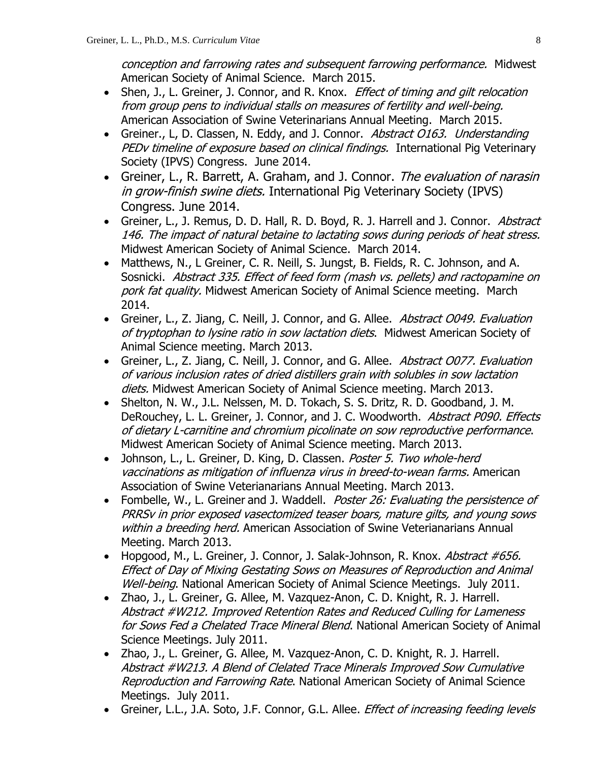*conception and farrowing rates and subsequent farrowing performance.* Midwest American Society of Animal Science. March 2015.

- Shen, J., L. Greiner, J. Connor, and R. Knox. *Effect of timing and gilt relocation from group pens to individual stalls on measures of fertility and well-being.* American Association of Swine Veterinarians Annual Meeting. March 2015.
- Greiner., L, D. Classen, N. Eddy, and J. Connor. *Abstract O163. Understanding PEDv timeline of exposure based on clinical findings.* International Pig Veterinary Society (IPVS) Congress. June 2014.
- Greiner, L., R. Barrett, A. Graham, and J. Connor. *The evaluation of narasin in grow-finish swine diets.* International Pig Veterinary Society (IPVS) Congress. June 2014.
- Greiner, L., J. Remus, D. D. Hall, R. D. Boyd, R. J. Harrell and J. Connor. *Abstract 146. The impact of natural betaine to lactating sows during periods of heat stress.* Midwest American Society of Animal Science. March 2014.
- Matthews, N., L Greiner, C. R. Neill, S. Jungst, B. Fields, R. C. Johnson, and A. Sosnicki. *Abstract 335. Effect of feed form (mash vs. pellets) and ractopamine on pork fat quality.* Midwest American Society of Animal Science meeting. March 2014.
- Greiner, L., Z. Jiang, C. Neill, J. Connor, and G. Allee. *Abstract O049. Evaluation of tryptophan to lysine ratio in sow lactation diets*. Midwest American Society of Animal Science meeting. March 2013.
- Greiner, L., Z. Jiang, C. Neill, J. Connor, and G. Allee. *Abstract O077. Evaluation of various inclusion rates of dried distillers grain with solubles in sow lactation diets.* Midwest American Society of Animal Science meeting. March 2013.
- Shelton, N. W., J.L. Nelssen, M. D. Tokach, S. S. Dritz, R. D. Goodband, J. M. DeRouchey, L. L. Greiner, J. Connor, and J. C. Woodworth. *Abstract P090. Effects of dietary L-carnitine and chromium picolinate on sow reproductive performance*. Midwest American Society of Animal Science meeting. March 2013.
- Johnson, L., L. Greiner, D. King, D. Classen. *Poster 5. Two whole-herd vaccinations as mitigation of influenza virus in breed-to-wean farms.* American Association of Swine Veterianarians Annual Meeting. March 2013.
- Fombelle, W., L. Greiner and J. Waddell. *Poster 26: Evaluating the persistence of PRRSv in prior exposed vasectomized teaser boars, mature gilts, and young sows within a breeding herd.* American Association of Swine Veterianarians Annual Meeting. March 2013.
- Hopgood, M., L. Greiner, J. Connor, J. Salak-Johnson, R. Knox. *Abstract #656. Effect of Day of Mixing Gestating Sows on Measures of Reproduction and Animal Well-being*. National American Society of Animal Science Meetings. July 2011.
- Zhao, J., L. Greiner, G. Allee, M. Vazquez-Anon, C. D. Knight, R. J. Harrell. *Abstract #W212. Improved Retention Rates and Reduced Culling for Lameness for Sows Fed a Chelated Trace Mineral Blend*. National American Society of Animal Science Meetings. July 2011.
- Zhao, J., L. Greiner, G. Allee, M. Vazquez-Anon, C. D. Knight, R. J. Harrell. *Abstract #W213. A Blend of Clelated Trace Minerals Improved Sow Cumulative Reproduction and Farrowing Rate*. National American Society of Animal Science Meetings. July 2011.
- Greiner, L.L., J.A. Soto, J.F. Connor, G.L. Allee. *Effect of increasing feeding levels*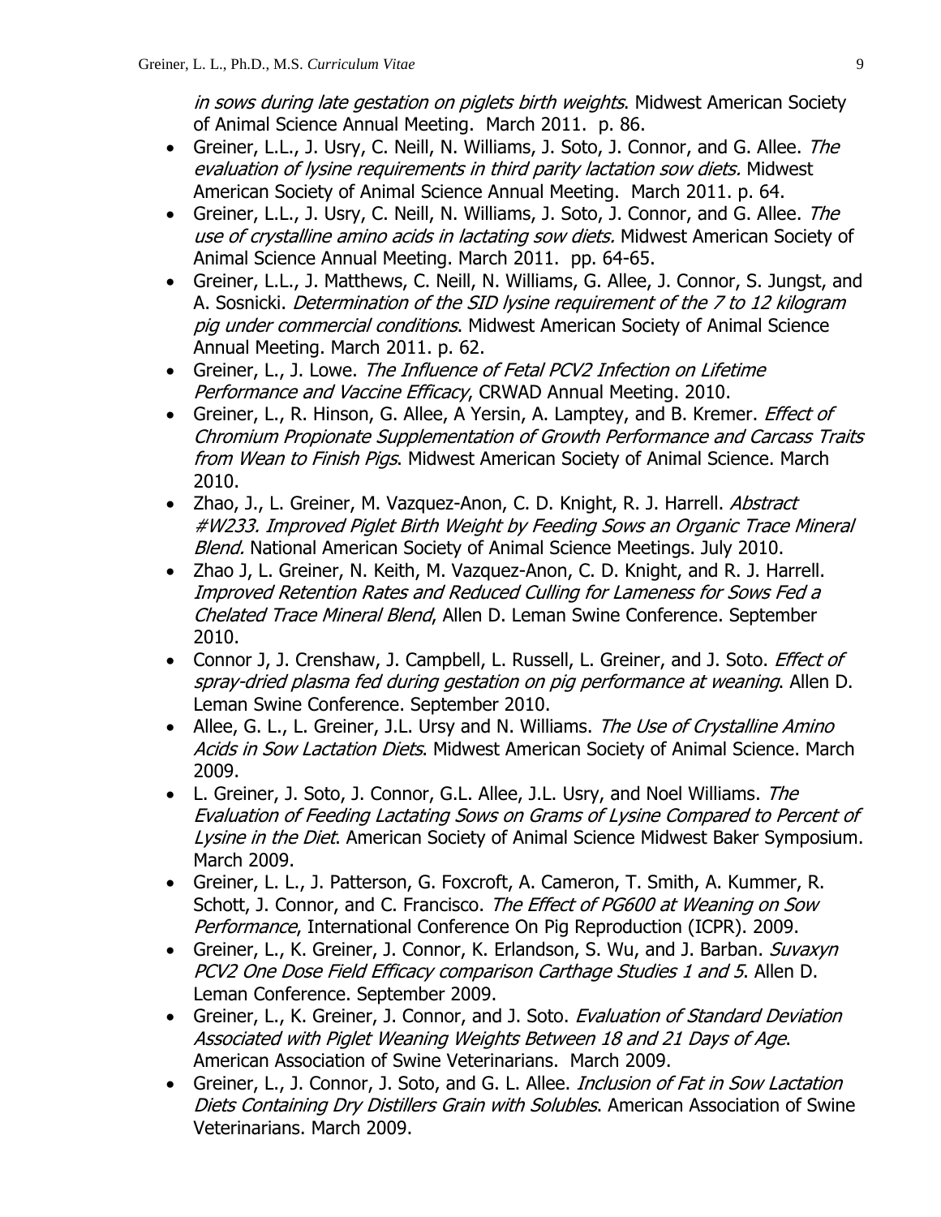*in sows during late gestation on piglets birth weights*. Midwest American Society of Animal Science Annual Meeting. March 2011. p. 86.

- Greiner, L.L., J. Usry, C. Neill, N. Williams, J. Soto, J. Connor, and G. Allee. *The evaluation of lysine requirements in third parity lactation sow diets.* Midwest American Society of Animal Science Annual Meeting. March 2011. p. 64.
- Greiner, L.L., J. Usry, C. Neill, N. Williams, J. Soto, J. Connor, and G. Allee. *The use of crystalline amino acids in lactating sow diets.* Midwest American Society of Animal Science Annual Meeting. March 2011. pp. 64-65.
- Greiner, L.L., J. Matthews, C. Neill, N. Williams, G. Allee, J. Connor, S. Jungst, and A. Sosnicki. *Determination of the SID lysine requirement of the 7 to 12 kilogram pig under commercial conditions*. Midwest American Society of Animal Science Annual Meeting. March 2011. p. 62.
- Greiner, L., J. Lowe. *The Influence of Fetal PCV2 Infection on Lifetime Performance and Vaccine Efficacy*, CRWAD Annual Meeting. 2010.
- Greiner, L., R. Hinson, G. Allee, A Yersin, A. Lamptey, and B. Kremer. *Effect of Chromium Propionate Supplementation of Growth Performance and Carcass Traits from Wean to Finish Pigs*. Midwest American Society of Animal Science. March 2010.
- Zhao, J., L. Greiner, M. Vazquez-Anon, C. D. Knight, R. J. Harrell. *Abstract #W233. Improved Piglet Birth Weight by Feeding Sows an Organic Trace Mineral Blend.* National American Society of Animal Science Meetings. July 2010.
- Zhao J, L. Greiner, N. Keith, M. Vazquez-Anon, C. D. Knight, and R. J. Harrell. *Improved Retention Rates and Reduced Culling for Lameness for Sows Fed a Chelated Trace Mineral Blend*, Allen D. Leman Swine Conference. September 2010.
- Connor J, J. Crenshaw, J. Campbell, L. Russell, L. Greiner, and J. Soto. *Effect of spray-dried plasma fed during gestation on pig performance at weaning*. Allen D. Leman Swine Conference. September 2010.
- Allee, G. L., L. Greiner, J.L. Ursy and N. Williams. *The Use of Crystalline Amino Acids in Sow Lactation Diets*. Midwest American Society of Animal Science. March 2009.
- L. Greiner, J. Soto, J. Connor, G.L. Allee, J.L. Usry, and Noel Williams. *The Evaluation of Feeding Lactating Sows on Grams of Lysine Compared to Percent of Lysine in the Diet*. American Society of Animal Science Midwest Baker Symposium. March 2009.
- Greiner, L. L., J. Patterson, G. Foxcroft, A. Cameron, T. Smith, A. Kummer, R. Schott, J. Connor, and C. Francisco. *The Effect of PG600 at Weaning on Sow Performance*, International Conference On Pig Reproduction (ICPR). 2009.
- Greiner, L., K. Greiner, J. Connor, K. Erlandson, S. Wu, and J. Barban. *Suvaxyn PCV2 One Dose Field Efficacy comparison Carthage Studies 1 and 5*. Allen D. Leman Conference. September 2009.
- Greiner, L., K. Greiner, J. Connor, and J. Soto. *Evaluation of Standard Deviation Associated with Piglet Weaning Weights Between 18 and 21 Days of Age*. American Association of Swine Veterinarians. March 2009.
- Greiner, L., J. Connor, J. Soto, and G. L. Allee. *Inclusion of Fat in Sow Lactation Diets Containing Dry Distillers Grain with Solubles*. American Association of Swine Veterinarians. March 2009.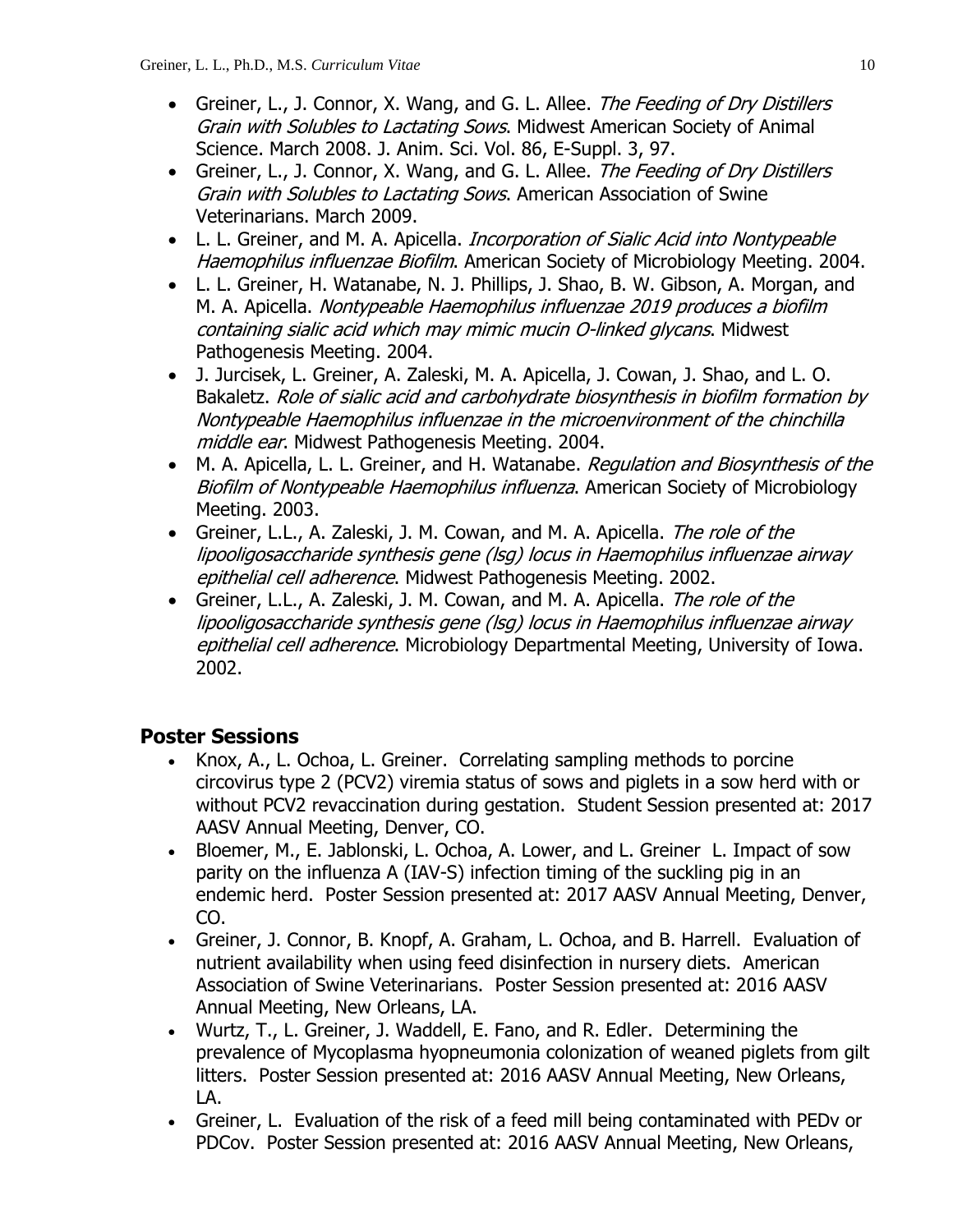- Greiner, L., J. Connor, X. Wang, and G. L. Allee. *The Feeding of Dry Distillers Grain with Solubles to Lactating Sows*. Midwest American Society of Animal Science. March 2008. J. Anim. Sci. Vol. 86, E-Suppl. 3, 97.
- Greiner, L., J. Connor, X. Wang, and G. L. Allee. *The Feeding of Dry Distillers Grain with Solubles to Lactating Sows*. American Association of Swine Veterinarians. March 2009.
- L. L. Greiner, and M. A. Apicella. *Incorporation of Sialic Acid into Nontypeable Haemophilus influenzae Biofilm*. American Society of Microbiology Meeting. 2004.
- L. L. Greiner, H. Watanabe, N. J. Phillips, J. Shao, B. W. Gibson, A. Morgan, and M. A. Apicella. *Nontypeable Haemophilus influenzae 2019 produces a biofilm containing sialic acid which may mimic mucin O-linked glycans*. Midwest Pathogenesis Meeting. 2004.
- J. Jurcisek, L. Greiner, A. Zaleski, M. A. Apicella, J. Cowan, J. Shao, and L. O. Bakaletz. *Role of sialic acid and carbohydrate biosynthesis in biofilm formation by Nontypeable Haemophilus influenzae in the microenvironment of the chinchilla middle ear*. Midwest Pathogenesis Meeting. 2004.
- M. A. Apicella, L. L. Greiner, and H. Watanabe. *Regulation and Biosynthesis of the Biofilm of Nontypeable Haemophilus influenza*. American Society of Microbiology Meeting. 2003.
- Greiner, L.L., A. Zaleski, J. M. Cowan, and M. A. Apicella. *The role of the lipooligosaccharide synthesis gene (lsg) locus in Haemophilus influenzae airway epithelial cell adherence*. Midwest Pathogenesis Meeting. 2002.
- Greiner, L.L., A. Zaleski, J. M. Cowan, and M. A. Apicella. *The role of the lipooligosaccharide synthesis gene (lsg) locus in Haemophilus influenzae airway epithelial cell adherence*. Microbiology Departmental Meeting, University of Iowa. 2002.

## Poster Sessions

- Knox, A., L. Ochoa, L. Greiner. Correlating sampling methods to porcine circovirus type 2 (PCV2) viremia status of sows and piglets in a sow herd with or without PCV2 revaccination during gestation. Student Session presented at: 2017 AASV Annual Meeting, Denver, CO.
- Bloemer, M., E. Jablonski, L. Ochoa, A. Lower, and L. Greiner L. Impact of sow parity on the influenza A (IAV-S) infection timing of the suckling pig in an endemic herd. Poster Session presented at: 2017 AASV Annual Meeting, Denver, CO.
- Greiner, J. Connor, B. Knopf, A. Graham, L. Ochoa, and B. Harrell. Evaluation of nutrient availability when using feed disinfection in nursery diets. American Association of Swine Veterinarians. Poster Session presented at: 2016 AASV Annual Meeting, New Orleans, LA.
- Wurtz, T., L. Greiner, J. Waddell, E. Fano, and R. Edler. Determining the prevalence of Mycoplasma hyopneumonia colonization of weaned piglets from gilt litters. Poster Session presented at: 2016 AASV Annual Meeting, New Orleans, LA.
- Greiner, L. Evaluation of the risk of a feed mill being contaminated with PEDv or PDCov. Poster Session presented at: 2016 AASV Annual Meeting, New Orleans,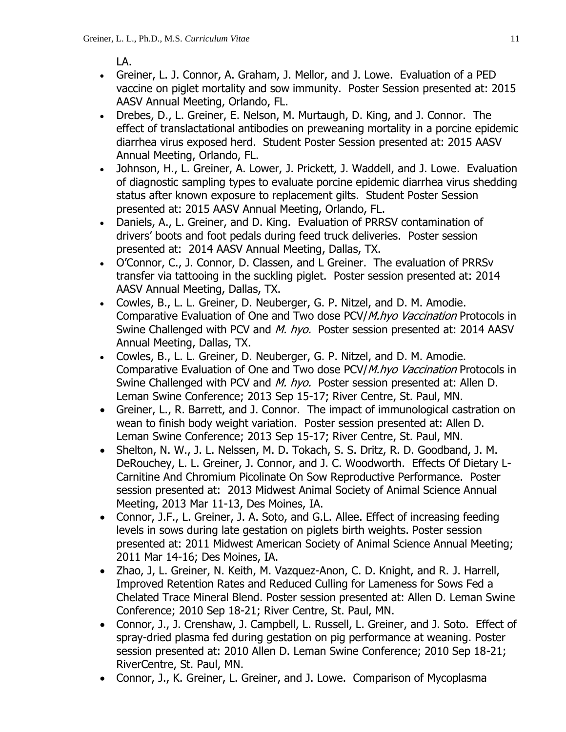LA.

- Greiner, L. J. Connor, A. Graham, J. Mellor, and J. Lowe. Evaluation of a PED vaccine on piglet mortality and sow immunity. Poster Session presented at: 2015 AASV Annual Meeting, Orlando, FL.
- Drebes, D., L. Greiner, E. Nelson, M. Murtaugh, D. King, and J. Connor. The effect of translactational antibodies on preweaning mortality in a porcine epidemic diarrhea virus exposed herd. Student Poster Session presented at: 2015 AASV Annual Meeting, Orlando, FL.
- Johnson, H., L. Greiner, A. Lower, J. Prickett, J. Waddell, and J. Lowe. Evaluation of diagnostic sampling types to evaluate porcine epidemic diarrhea virus shedding status after known exposure to replacement gilts. Student Poster Session presented at: 2015 AASV Annual Meeting, Orlando, FL.
- Daniels, A., L. Greiner, and D. King. Evaluation of PRRSV contamination of drivers' boots and foot pedals during feed truck deliveries. Poster session presented at: 2014 AASV Annual Meeting, Dallas, TX.
- O'Connor, C., J. Connor, D. Classen, and L Greiner. The evaluation of PRRSv transfer via tattooing in the suckling piglet. Poster session presented at: 2014 AASV Annual Meeting, Dallas, TX.
- Cowles, B., L. L. Greiner, D. Neuberger, G. P. Nitzel, and D. M. Amodie. Comparative Evaluation of One and Two dose PCV/*M.hyo Vaccination* Protocols in Swine Challenged with PCV and *M. hyo.* Poster session presented at: 2014 AASV Annual Meeting, Dallas, TX.
- Cowles, B., L. L. Greiner, D. Neuberger, G. P. Nitzel, and D. M. Amodie. Comparative Evaluation of One and Two dose PCV/*M.hyo Vaccination* Protocols in Swine Challenged with PCV and *M. hyo.* Poster session presented at: Allen D. Leman Swine Conference; 2013 Sep 15-17; River Centre, St. Paul, MN.
- Greiner, L., R. Barrett, and J. Connor. The impact of immunological castration on wean to finish body weight variation. Poster session presented at: Allen D. Leman Swine Conference; 2013 Sep 15-17; River Centre, St. Paul, MN.
- Shelton, N. W., J. L. Nelssen, M. D. Tokach, S. S. Dritz, R. D. Goodband, J. M. DeRouchey, L. L. Greiner, J. Connor, and J. C. Woodworth. Effects Of Dietary L-Carnitine And Chromium Picolinate On Sow Reproductive Performance. Poster session presented at: 2013 Midwest Animal Society of Animal Science Annual Meeting, 2013 Mar 11-13, Des Moines, IA.
- Connor, J.F., L. Greiner, J. A. Soto, and G.L. Allee. Effect of increasing feeding levels in sows during late gestation on piglets birth weights. Poster session presented at: 2011 Midwest American Society of Animal Science Annual Meeting; 2011 Mar 14-16; Des Moines, IA.
- Zhao, J, L. Greiner, N. Keith, M. Vazquez-Anon, C. D. Knight, and R. J. Harrell, Improved Retention Rates and Reduced Culling for Lameness for Sows Fed a Chelated Trace Mineral Blend. Poster session presented at: Allen D. Leman Swine Conference; 2010 Sep 18-21; River Centre, St. Paul, MN.
- Connor, J., J. Crenshaw, J. Campbell, L. Russell, L. Greiner, and J. Soto. Effect of spray-dried plasma fed during gestation on pig performance at weaning. Poster session presented at: 2010 Allen D. Leman Swine Conference; 2010 Sep 18-21; RiverCentre, St. Paul, MN.
- Connor, J., K. Greiner, L. Greiner, and J. Lowe. Comparison of Mycoplasma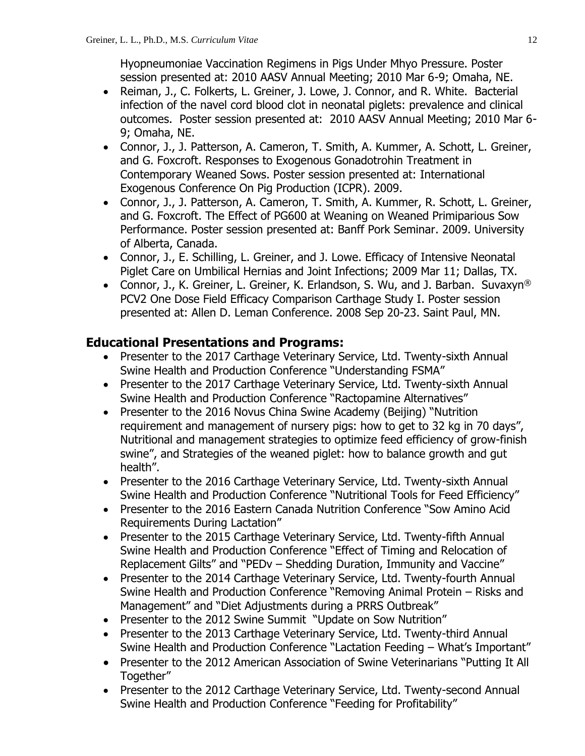Hyopneumoniae Vaccination Regimens in Pigs Under Mhyo Pressure. Poster session presented at: 2010 AASV Annual Meeting; 2010 Mar 6-9; Omaha, NE.

- Reiman, J., C. Folkerts, L. Greiner, J. Lowe, J. Connor, and R. White. Bacterial infection of the navel cord blood clot in neonatal piglets: prevalence and clinical outcomes. Poster session presented at: 2010 AASV Annual Meeting; 2010 Mar 6-9; Omaha, NE.
- Connor, J., J. Patterson, A. Cameron, T. Smith, A. Kummer, A. Schott, L. Greiner, and G. Foxcroft. Responses to Exogenous Gonadotrohin Treatment in Contemporary Weaned Sows. Poster session presented at: International Exogenous Conference On Pig Production (ICPR). 2009.
- Connor, J., J. Patterson, A. Cameron, T. Smith, A. Kummer, R. Schott, L. Greiner, and G. Foxcroft. The Effect of PG600 at Weaning on Weaned Primiparious Sow Performance. Poster session presented at: Banff Pork Seminar. 2009. University of Alberta, Canada.
- Connor, J., E. Schilling, L. Greiner, and J. Lowe. Efficacy of Intensive Neonatal Piglet Care on Umbilical Hernias and Joint Infections; 2009 Mar 11; Dallas, TX.
- Connor, J., K. Greiner, L. Greiner, K. Erlandson, S. Wu, and J. Barban. Suvaxyn® PCV2 One Dose Field Efficacy Comparison Carthage Study I. Poster session presented at: Allen D. Leman Conference. 2008 Sep 20-23. Saint Paul, MN.

## Educational Presentations and Programs:

- Presenter to the 2017 Carthage Veterinary Service, Ltd. Twenty-sixth Annual Swine Health and Production Conference "Understanding FSMA"
- Presenter to the 2017 Carthage Veterinary Service, Ltd. Twenty-sixth Annual Swine Health and Production Conference "Ractopamine Alternatives"
- Presenter to the 2016 Novus China Swine Academy (Beijing) "Nutrition requirement and management of nursery pigs: how to get to 32 kg in 70 days", Nutritional and management strategies to optimize feed efficiency of grow-finish swine", and Strategies of the weaned piglet: how to balance growth and gut health".
- Presenter to the 2016 Carthage Veterinary Service, Ltd. Twenty-sixth Annual Swine Health and Production Conference "Nutritional Tools for Feed Efficiency"
- Presenter to the 2016 Eastern Canada Nutrition Conference "Sow Amino Acid Requirements During Lactation"
- Presenter to the 2015 Carthage Veterinary Service, Ltd. Twenty-fifth Annual Swine Health and Production Conference "Effect of Timing and Relocation of Replacement Gilts" and "PEDv – Shedding Duration, Immunity and Vaccine"
- Presenter to the 2014 Carthage Veterinary Service, Ltd. Twenty-fourth Annual Swine Health and Production Conference "Removing Animal Protein – Risks and Management" and "Diet Adjustments during a PRRS Outbreak"
- Presenter to the 2012 Swine Summit "Update on Sow Nutrition"
- Presenter to the 2013 Carthage Veterinary Service, Ltd. Twenty-third Annual Swine Health and Production Conference "Lactation Feeding – What's Important"
- Presenter to the 2012 American Association of Swine Veterinarians "Putting It All Together"
- Presenter to the 2012 Carthage Veterinary Service, Ltd. Twenty-second Annual Swine Health and Production Conference "Feeding for Profitability"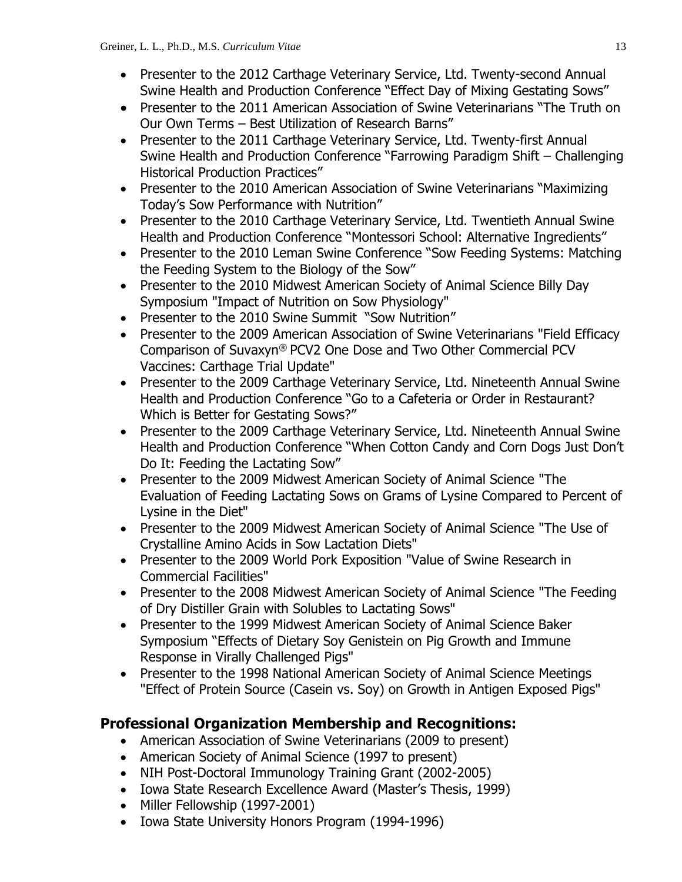- Presenter to the 2012 Carthage Veterinary Service, Ltd. Twenty-second Annual Swine Health and Production Conference "Effect Day of Mixing Gestating Sows"
- Presenter to the 2011 American Association of Swine Veterinarians "The Truth on Our Own Terms – Best Utilization of Research Barns"
- Presenter to the 2011 Carthage Veterinary Service, Ltd. Twenty-first Annual Swine Health and Production Conference "Farrowing Paradigm Shift – Challenging Historical Production Practices"
- Presenter to the 2010 American Association of Swine Veterinarians "Maximizing Today's Sow Performance with Nutrition"
- Presenter to the 2010 Carthage Veterinary Service, Ltd. Twentieth Annual Swine Health and Production Conference "Montessori School: Alternative Ingredients"
- Presenter to the 2010 Leman Swine Conference "Sow Feeding Systems: Matching the Feeding System to the Biology of the Sow"
- Presenter to the 2010 Midwest American Society of Animal Science Billy Day Symposium "Impact of Nutrition on Sow Physiology"
- Presenter to the 2010 Swine Summit "Sow Nutrition"
- Presenter to the 2009 American Association of Swine Veterinarians "Field Efficacy Comparison of Suvaxyn® PCV2 One Dose and Two Other Commercial PCV Vaccines: Carthage Trial Update"
- Presenter to the 2009 Carthage Veterinary Service, Ltd. Nineteenth Annual Swine Health and Production Conference "Go to a Cafeteria or Order in Restaurant? Which is Better for Gestating Sows?"
- Presenter to the 2009 Carthage Veterinary Service, Ltd. Nineteenth Annual Swine Health and Production Conference "When Cotton Candy and Corn Dogs Just Don't Do It: Feeding the Lactating Sow"
- Presenter to the 2009 Midwest American Society of Animal Science "The Evaluation of Feeding Lactating Sows on Grams of Lysine Compared to Percent of Lysine in the Diet"
- Presenter to the 2009 Midwest American Society of Animal Science "The Use of Crystalline Amino Acids in Sow Lactation Diets"
- Presenter to the 2009 World Pork Exposition "Value of Swine Research in Commercial Facilities"
- Presenter to the 2008 Midwest American Society of Animal Science "The Feeding of Dry Distiller Grain with Solubles to Lactating Sows"
- Presenter to the 1999 Midwest American Society of Animal Science Baker Symposium "Effects of Dietary Soy Genistein on Pig Growth and Immune Response in Virally Challenged Pigs"
- Presenter to the 1998 National American Society of Animal Science Meetings "Effect of Protein Source (Casein vs. Soy) on Growth in Antigen Exposed Pigs"

## Professional Organization Membership and Recognitions:

- American Association of Swine Veterinarians (2009 to present)
- American Society of Animal Science (1997 to present)
- NIH Post-Doctoral Immunology Training Grant (2002-2005)
- Iowa State Research Excellence Award (Master's Thesis, 1999)
- Miller Fellowship (1997-2001)
- Iowa State University Honors Program (1994-1996)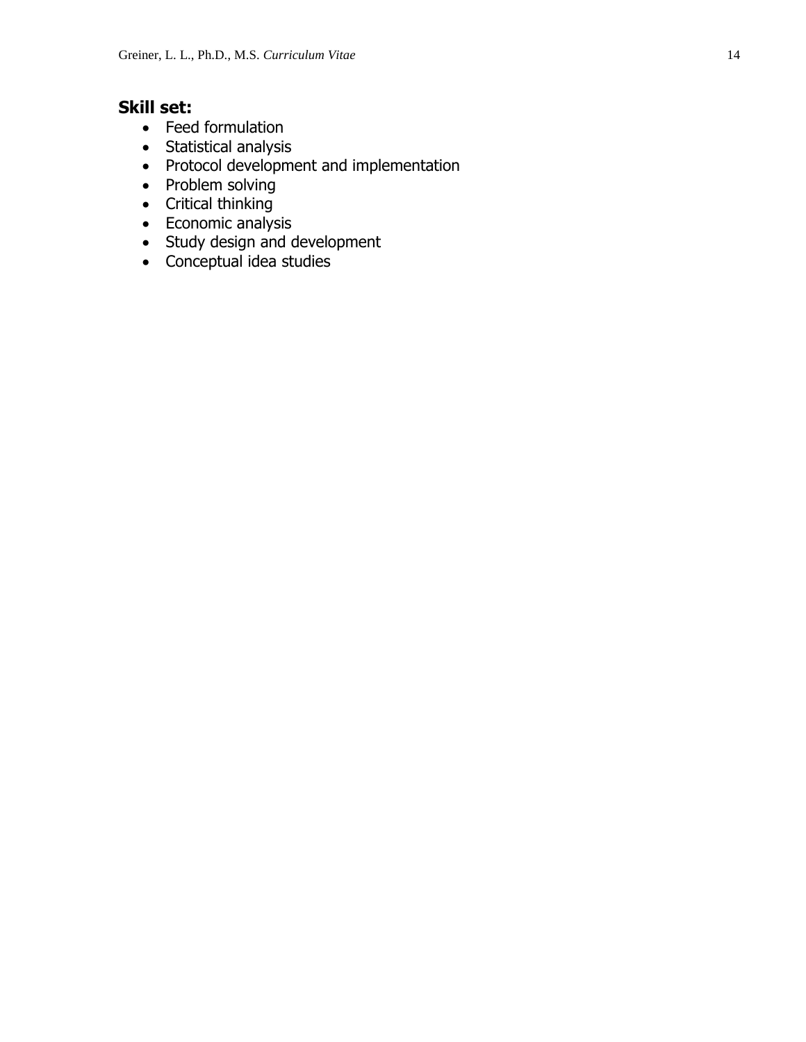**Skill set:**

- Feed formulation
- Statistical analysis
- Protocol development and implementation
- Problem solving
- Critical thinking
- Economic analysis
- Study design and development
- Conceptual idea studies